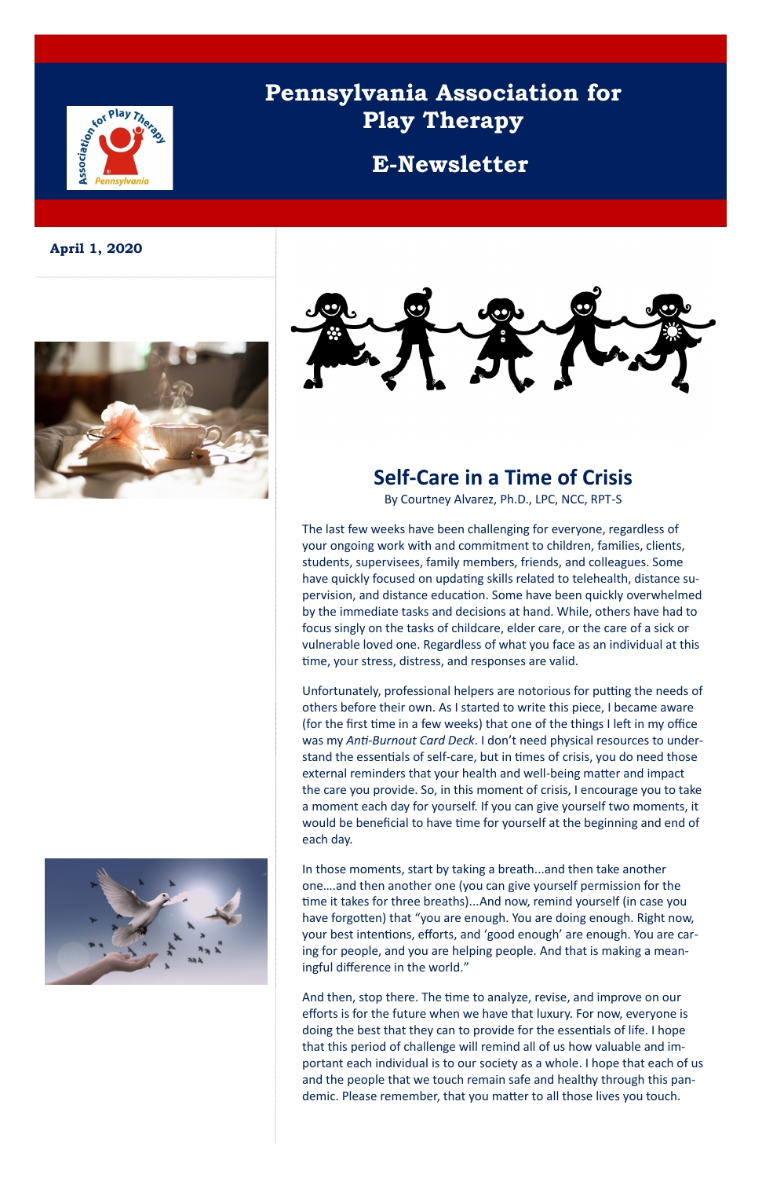# Pennsylvania Association for Play Therapy

## E-Newsletter

**April 1, 2020**

## Self-Care in a Time of Crisis

By Courtney Alvarez, Ph.D., LPC, NCC, RPT-S

The last few weeks have been challenging for everyone, regardless of your ongoing work with and commitment to children, families, clients, students, supervisees, family members, friends, and colleagues. Some have quickly focused on updating skills related to telehealth, distance supervision, and distance education. Some have been quickly overwhelmed by the immediate tasks and decisions at hand. While, others have had to focus singly on the tasks of childcare, elder care, or the care of a sick or vulnerable loved one. Regardless of what you face as an individual at this time, your stress, distress, and responses are valid.

Unfortunately, professional helpers are notorious for putting the needs of others before their own. As I started to write this piece, I became aware (for the first time in a few weeks) that one of the things I left in my office was my *Anti-Burnout Card Deck*. I don't need physical resources to understand the essentials of self-care, but in times of crisis, you do need those external reminders that your health and well-being matter and impact the care you provide. So, in this moment of crisis, I encourage you to take a moment each day for yourself. If you can give yourself two moments, it would be beneficial to have time for yourself at the beginning and end of each day.

In those moments, start by taking a breath...and then take another one....and then another one (you can give yourself permission for the time it takes for three breaths)...And now, remind yourself (in case you have forgotten) that "you are enough. You are doing enough. Right now, your best intentions, efforts, and 'good enough' are enough. You are caring for people, and you are helping people. And that is making a meaningful difference in the world."

And then, stop there. The time to analyze, revise, and improve on our efforts is for the future when we have that luxury. For now, everyone is doing the best that they can to provide for the essentials of life. I hope that this period of challenge will remind all of us how valuable and important each individual is to our society as a whole. I hope that each of us and the people that we touch remain safe and healthy through this pandemic. Please remember, that you matter to all those lives you touch.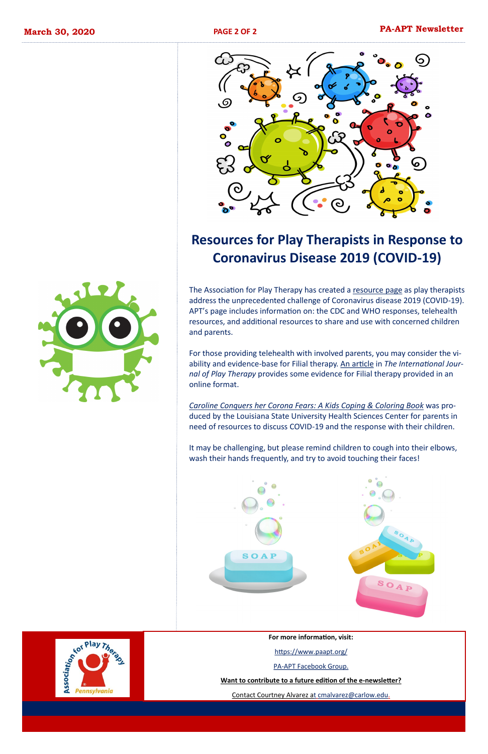# Resources for Play Therapists in Response to Coronavirus Disease 2019 (COVID-19)

The Association for Play Therapy has created a resource page as play therapists address the unprecedented challenge of Coronavirus disease 2019 (COVID-19). APT's page includes information on: the CDC and WHO responses, telehealth resources, and additional resources to share and use with concerned children and parents.

For those providing telehealth with involved parents, you may consider the viability and evidence-base for Filial therapy. An article in *The International Journal of Play Therapy* provides some evidence for Filial therapy provided in an online format.

*Caroline Conquers her Corona Fears: A Kids Coping & Coloring Book* was produced by the Louisiana State University Health Sciences Center for parents in need of resources to discuss COVID-19 and the response with their children.

It may be challenging, but please remind children to cough into their elbows, wash their hands frequently, and try to avoid touching their faces!

**For more information, visit:**

https://www.paapt.org/

PA-APT Facebook Group.

**Want to contribute to a future edition of the e-newsletter?**

Contact Courtney Alvarez at cmalvarez@carlow.edu.